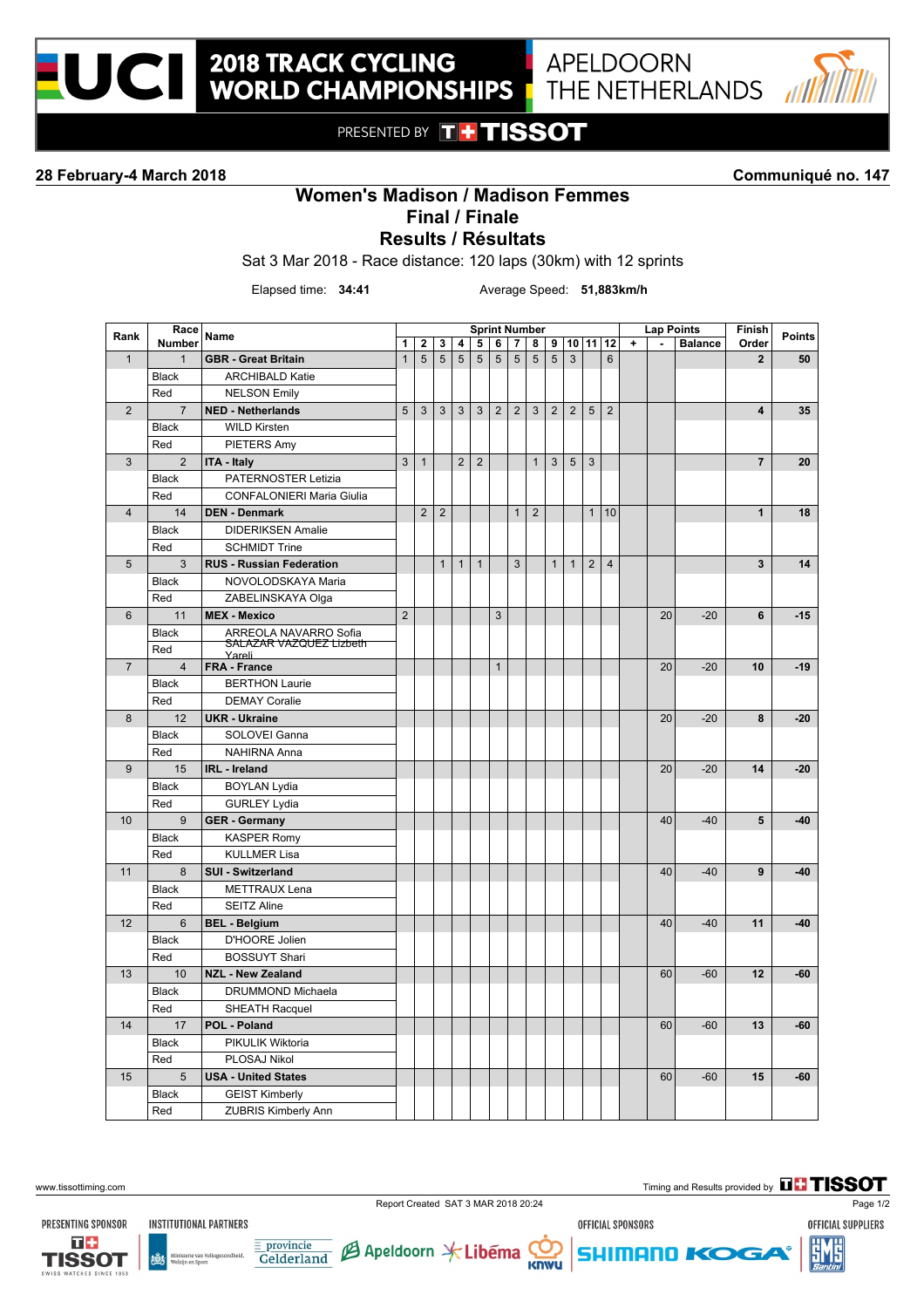# 2018 TRACK CYCLING WORLD CHAMPIONSHIPS

APELDOORN THE NETHERLANDS

PRESENTED BY TISSOT

**28 February-4 March 2018** **Communiqué no. 147**

## Women's Madison / Madison Femmes
## Final / Finale
## Results / Résultats

Sat 3 Mar 2018 - Race distance: 120 laps (30km) with 12 sprints

Elapsed time: **34:41** Average Speed: **51,883km/h**

| Rank | Race Number | Name | Sprint Number | | | | | | | | | | | | Lap Points | | | Finish Order | Points |
|---|---|---|---|---|---|---|---|---|---|---|---|---|---|---|---|---|---|---|---|
| | | | 1 | 2 | 3 | 4 | 5 | 6 | 7 | 8 | 9 | 10 | 11 | 12 | + | - | Balance | | |
| 1 | 1 | **GBR - Great Britain** | 1 | 5 | 5 | 5 | 5 | 5 | 5 | 5 | 5 | 3 | | 6 | | | | **2** | **50** |
| | Black | ARCHIBALD Katie | | | | | | | | | | | | | | | | | |
| | Red | NELSON Emily | | | | | | | | | | | | | | | | | |
| 2 | 7 | **NED - Netherlands** | 5 | 3 | 3 | 3 | 3 | 2 | 2 | 3 | 2 | 2 | 5 | 2 | | | | **4** | **35** |
| | Black | WILD Kirsten | | | | | | | | | | | | | | | | | |
| | Red | PIETERS Amy | | | | | | | | | | | | | | | | | |
| 3 | 2 | **ITA - Italy** | 3 | 1 | | 2 | 2 | | | 1 | 3 | 5 | 3 | | | | | **7** | **20** |
| | Black | PATERNOSTER Letizia | | | | | | | | | | | | | | | | | |
| | Red | CONFALONIERI Maria Giulia | | | | | | | | | | | | | | | | | |
| 4 | 14 | **DEN - Denmark** | | 2 | 2 | | | | 1 | 2 | | | 1 | 10 | | | | **1** | **18** |
| | Black | DIDERIKSEN Amalie | | | | | | | | | | | | | | | | | |
| | Red | SCHMIDT Trine | | | | | | | | | | | | | | | | | |
| 5 | 3 | **RUS - Russian Federation** | | | 1 | 1 | 1 | | 3 | | 1 | 1 | 2 | 4 | | | | **3** | **14** |
| | Black | NOVOLODSKAYA Maria | | | | | | | | | | | | | | | | | |
| | Red | ZABELINSKAYA Olga | | | | | | | | | | | | | | | | | |
| 6 | 11 | **MEX - Mexico** | 2 | | | | | 3 | | | | | | | | 20 | -20 | **6** | **-15** |
| | Black | ARREOLA NAVARRO Sofia | | | | | | | | | | | | | | | | | |
| | Red | SALAZAR VAZQUEZ Lizbeth Yareli | | | | | | | | | | | | | | | | | |
| 7 | 4 | **FRA - France** | | | | | | 1 | | | | | | | | 20 | -20 | **10** | **-19** |
| | Black | BERTHON Laurie | | | | | | | | | | | | | | | | | |
| | Red | DEMAY Coralie | | | | | | | | | | | | | | | | | |
| 8 | 12 | **UKR - Ukraine** | | | | | | | | | | | | | | 20 | -20 | **8** | **-20** |
| | Black | SOLOVEI Ganna | | | | | | | | | | | | | | | | | |
| | Red | NAHIRNA Anna | | | | | | | | | | | | | | | | | |
| 9 | 15 | **IRL - Ireland** | | | | | | | | | | | | | | 20 | -20 | **14** | **-20** |
| | Black | BOYLAN Lydia | | | | | | | | | | | | | | | | | |
| | Red | GURLEY Lydia | | | | | | | | | | | | | | | | | |
| 10 | 9 | **GER - Germany** | | | | | | | | | | | | | | 40 | -40 | **5** | **-40** |
| | Black | KASPER Romy | | | | | | | | | | | | | | | | | |
| | Red | KULLMER Lisa | | | | | | | | | | | | | | | | | |
| 11 | 8 | **SUI - Switzerland** | | | | | | | | | | | | | | 40 | -40 | **9** | **-40** |
| | Black | METTRAUX Lena | | | | | | | | | | | | | | | | | |
| | Red | SEITZ Aline | | | | | | | | | | | | | | | | | |
| 12 | 6 | **BEL - Belgium** | | | | | | | | | | | | | | 40 | -40 | **11** | **-40** |
| | Black | D'HOORE Jolien | | | | | | | | | | | | | | | | | |
| | Red | BOSSUYT Shari | | | | | | | | | | | | | | | | | |
| 13 | 10 | **NZL - New Zealand** | | | | | | | | | | | | | | 60 | -60 | **12** | **-60** |
| | Black | DRUMMOND Michaela | | | | | | | | | | | | | | | | | |
| | Red | SHEATH Racquel | | | | | | | | | | | | | | | | | |
| 14 | 17 | **POL - Poland** | | | | | | | | | | | | | | 60 | -60 | **13** | **-60** |
| | Black | PIKULIK Wiktoria | | | | | | | | | | | | | | | | | |
| | Red | PLOSAJ Nikol | | | | | | | | | | | | | | | | | |
| 15 | 5 | **USA - United States** | | | | | | | | | | | | | | 60 | -60 | **15** | **-60** |
| | Black | GEIST Kimberly | | | | | | | | | | | | | | | | | |
| | Red | ZUBRIS Kimberly Ann | | | | | | | | | | | | | | | | | |

www.tissottiming.com Timing and Results provided by TISSOT

Report Created SAT 3 MAR 2018 20:24

PRESENTING SPONSOR: TISSOT — INSTITUTIONAL PARTNERS: Ministerie van Volksgezondheid, Welzijn en Sport; provincie Gelderland; Apeldoorn — Liberna; KNWU — OFFICIAL SPONSORS: SHIMANO, KOGA — OFFICIAL SUPPLIERS: Santini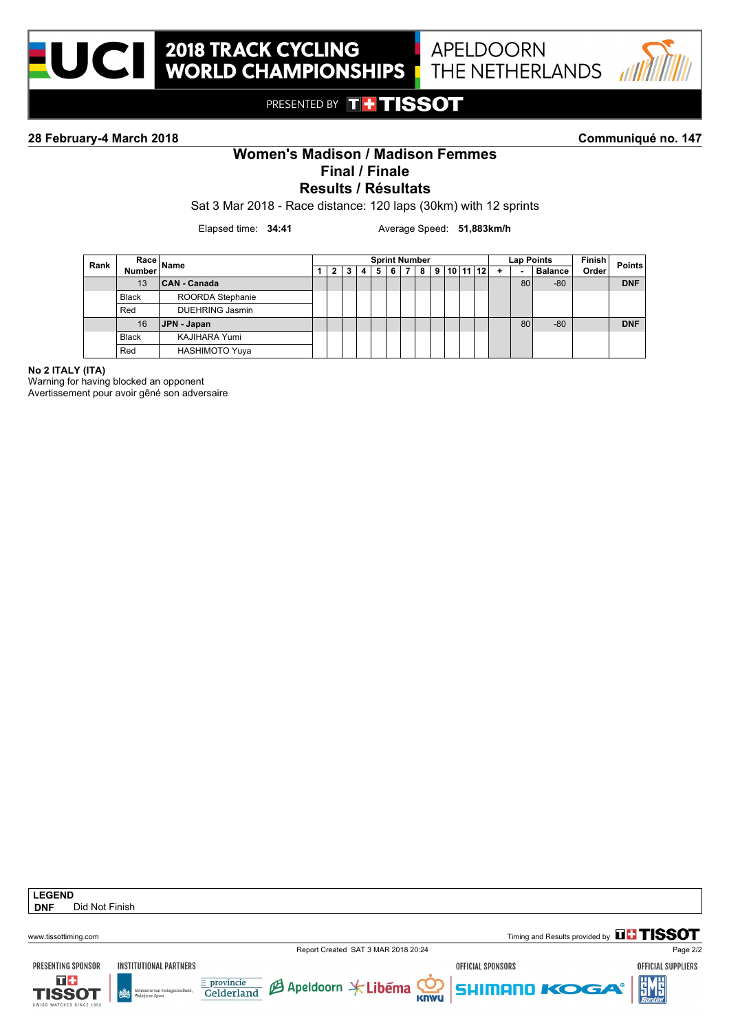**28 February-4 March 2018**

**Communiqué no. 147**

## Women's Madison / Madison Femmes
## Final / Finale
## Results / Résultats

Sat 3 Mar 2018 - Race distance: 120 laps (30km) with 12 sprints

Elapsed time: **34:41** Average Speed: **51,883km/h**

| Rank | Race Number | Name | Sprint Number | | | | | | | | | | | | Lap Points | | | Finish Order | Points |
|---|---|---|---|---|---|---|---|---|---|---|---|---|---|---|---|---|---|---|---|
| | | | 1 | 2 | 3 | 4 | 5 | 6 | 7 | 8 | 9 | 10 | 11 | 12 | + | - | Balance | | |
| | 13 | **CAN - Canada** | | | | | | | | | | | | | | 80 | -80 | | **DNF** |
| | Black | ROORDA Stephanie | | | | | | | | | | | | | | | | | |
| | Red | DUEHRING Jasmin | | | | | | | | | | | | | | | | | |
| | 16 | **JPN - Japan** | | | | | | | | | | | | | | 80 | -80 | | **DNF** |
| | Black | KAJIHARA Yumi | | | | | | | | | | | | | | | | | |
| | Red | HASHIMOTO Yuya | | | | | | | | | | | | | | | | | |

**No 2 ITALY (ITA)**
Warning for having blocked an opponent
Avertissement pour avoir gêné son adversaire

**LEGEND**
**DNF** Did Not Finish

www.tissottiming.com

Timing and Results provided by TISSOT

Report Created SAT 3 MAR 2018 20:24